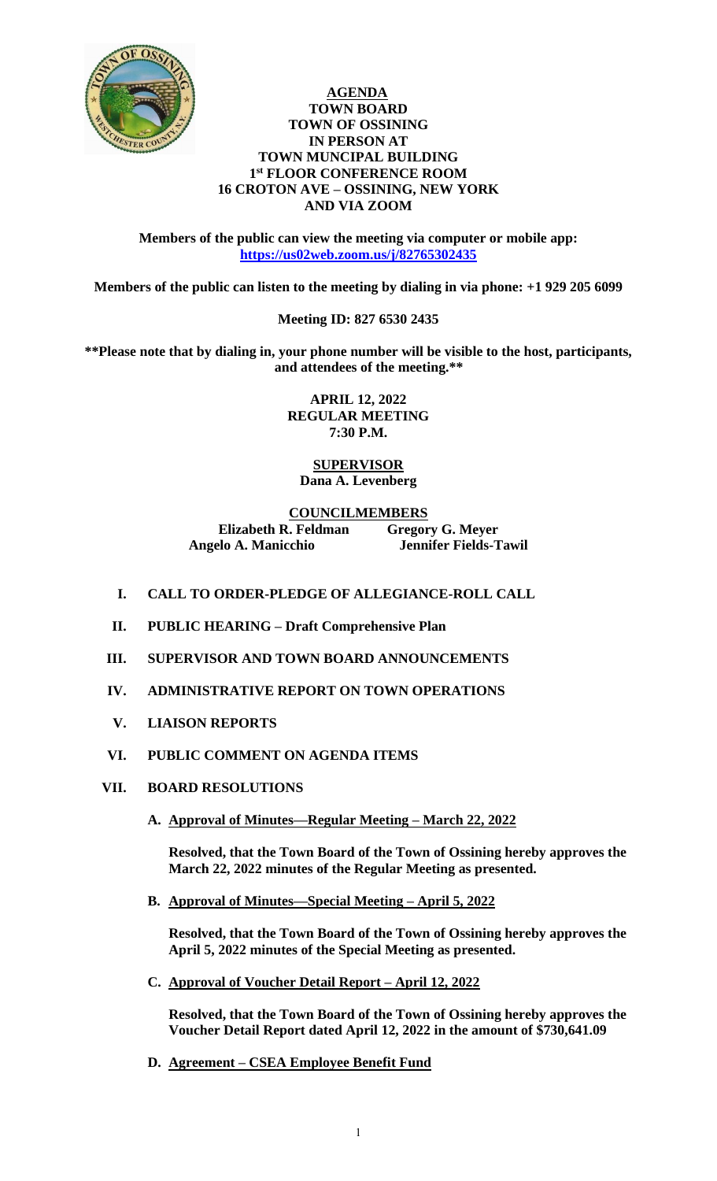# AGENDA
## TOWN BOARD
## TOWN OF OSSINING
## IN PERSON AT
## TOWN MUNCIPAL BUILDING
## 1st FLOOR CONFERENCE ROOM
## 16 CROTON AVE – OSSINING, NEW YORK
## AND VIA ZOOM

**Members of the public can view the meeting via computer or mobile app: https://us02web.zoom.us/j/82765302435**

**Members of the public can listen to the meeting by dialing in via phone: +1 929 205 6099**

**Meeting ID: 827 6530 2435**

**\*\*Please note that by dialing in, your phone number will be visible to the host, participants, and attendees of the meeting.\*\***

**APRIL 12, 2022**
**REGULAR MEETING**
**7:30 P.M.**

**SUPERVISOR**
**Dana A. Levenberg**

**COUNCILMEMBERS**

**Elizabeth R. Feldman** — **Gregory G. Meyer**
**Angelo A. Manicchio** — **Jennifer Fields-Tawil**

- **I. CALL TO ORDER-PLEDGE OF ALLEGIANCE-ROLL CALL**
- **II. PUBLIC HEARING – Draft Comprehensive Plan**
- **III. SUPERVISOR AND TOWN BOARD ANNOUNCEMENTS**
- **IV. ADMINISTRATIVE REPORT ON TOWN OPERATIONS**
- **V. LIAISON REPORTS**
- **VI. PUBLIC COMMENT ON AGENDA ITEMS**
- **VII. BOARD RESOLUTIONS**

  **A. Approval of Minutes—Regular Meeting – March 22, 2022**

  **Resolved, that the Town Board of the Town of Ossining hereby approves the March 22, 2022 minutes of the Regular Meeting as presented.**

  **B. Approval of Minutes—Special Meeting – April 5, 2022**

  **Resolved, that the Town Board of the Town of Ossining hereby approves the April 5, 2022 minutes of the Special Meeting as presented.**

  **C. Approval of Voucher Detail Report – April 12, 2022**

  **Resolved, that the Town Board of the Town of Ossining hereby approves the Voucher Detail Report dated April 12, 2022 in the amount of $730,641.09**

  **D. Agreement – CSEA Employee Benefit Fund**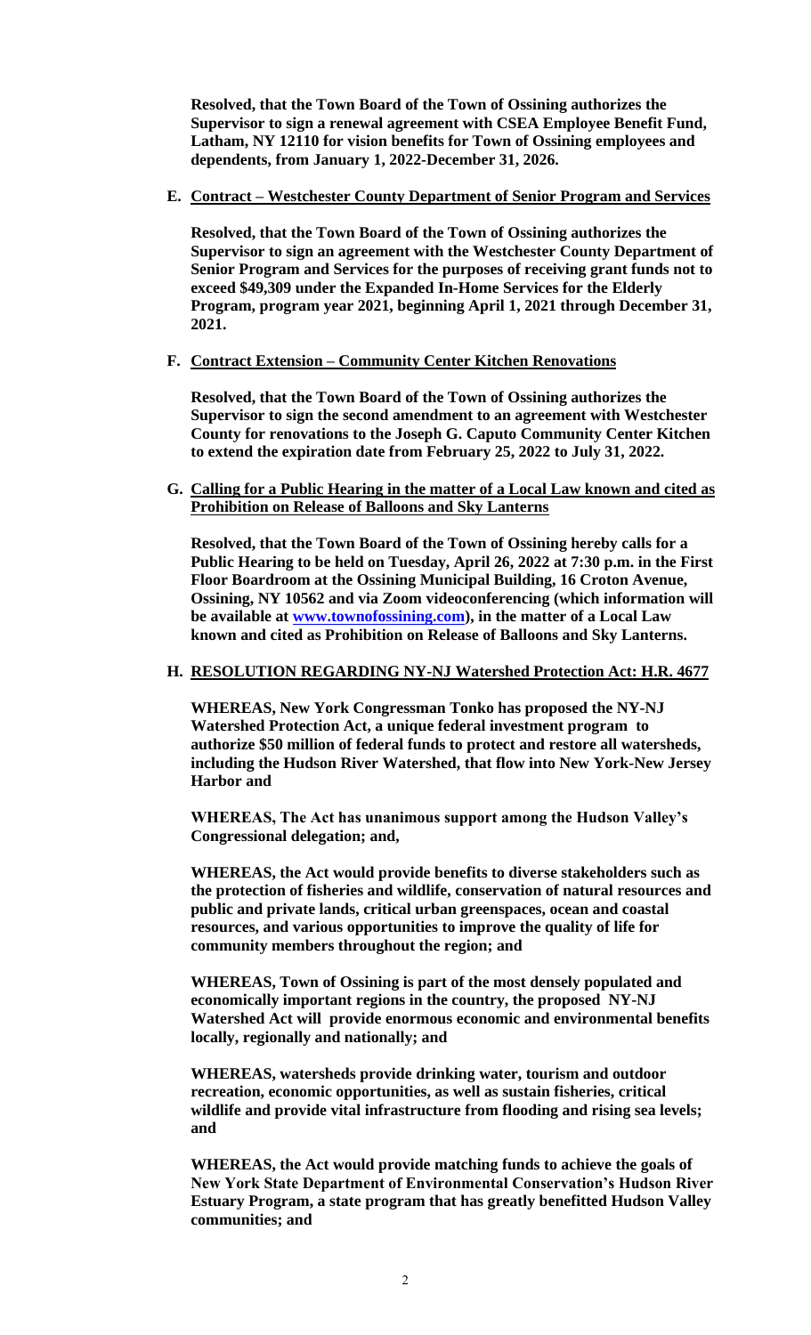**Resolved, that the Town Board of the Town of Ossining authorizes the Supervisor to sign a renewal agreement with CSEA Employee Benefit Fund, Latham, NY 12110 for vision benefits for Town of Ossining employees and dependents, from January 1, 2022-December 31, 2026.**

**E. <u>Contract – Westchester County Department of Senior Program and Services</u>**

**Resolved, that the Town Board of the Town of Ossining authorizes the Supervisor to sign an agreement with the Westchester County Department of Senior Program and Services for the purposes of receiving grant funds not to exceed $49,309 under the Expanded In-Home Services for the Elderly Program, program year 2021, beginning April 1, 2021 through December 31, 2021.**

**F. <u>Contract Extension – Community Center Kitchen Renovations</u>**

**Resolved, that the Town Board of the Town of Ossining authorizes the Supervisor to sign the second amendment to an agreement with Westchester County for renovations to the Joseph G. Caputo Community Center Kitchen to extend the expiration date from February 25, 2022 to July 31, 2022.**

**G. <u>Calling for a Public Hearing in the matter of a Local Law known and cited as Prohibition on Release of Balloons and Sky Lanterns</u>**

**Resolved, that the Town Board of the Town of Ossining hereby calls for a Public Hearing to be held on Tuesday, April 26, 2022 at 7:30 p.m. in the First Floor Boardroom at the Ossining Municipal Building, 16 Croton Avenue, Ossining, NY 10562 and via Zoom videoconferencing (which information will be available at www.townofossining.com), in the matter of a Local Law known and cited as Prohibition on Release of Balloons and Sky Lanterns.**

**H. <u>RESOLUTION REGARDING NY-NJ Watershed Protection Act: H.R. 4677</u>**

**WHEREAS, New York Congressman Tonko has proposed the NY-NJ Watershed Protection Act, a unique federal investment program to authorize $50 million of federal funds to protect and restore all watersheds, including the Hudson River Watershed, that flow into New York-New Jersey Harbor and**

**WHEREAS, The Act has unanimous support among the Hudson Valley's Congressional delegation; and,**

**WHEREAS, the Act would provide benefits to diverse stakeholders such as the protection of fisheries and wildlife, conservation of natural resources and public and private lands, critical urban greenspaces, ocean and coastal resources, and various opportunities to improve the quality of life for community members throughout the region; and**

**WHEREAS, Town of Ossining is part of the most densely populated and economically important regions in the country, the proposed NY-NJ Watershed Act will provide enormous economic and environmental benefits locally, regionally and nationally; and**

**WHEREAS, watersheds provide drinking water, tourism and outdoor recreation, economic opportunities, as well as sustain fisheries, critical wildlife and provide vital infrastructure from flooding and rising sea levels; and**

**WHEREAS, the Act would provide matching funds to achieve the goals of New York State Department of Environmental Conservation's Hudson River Estuary Program, a state program that has greatly benefitted Hudson Valley communities; and**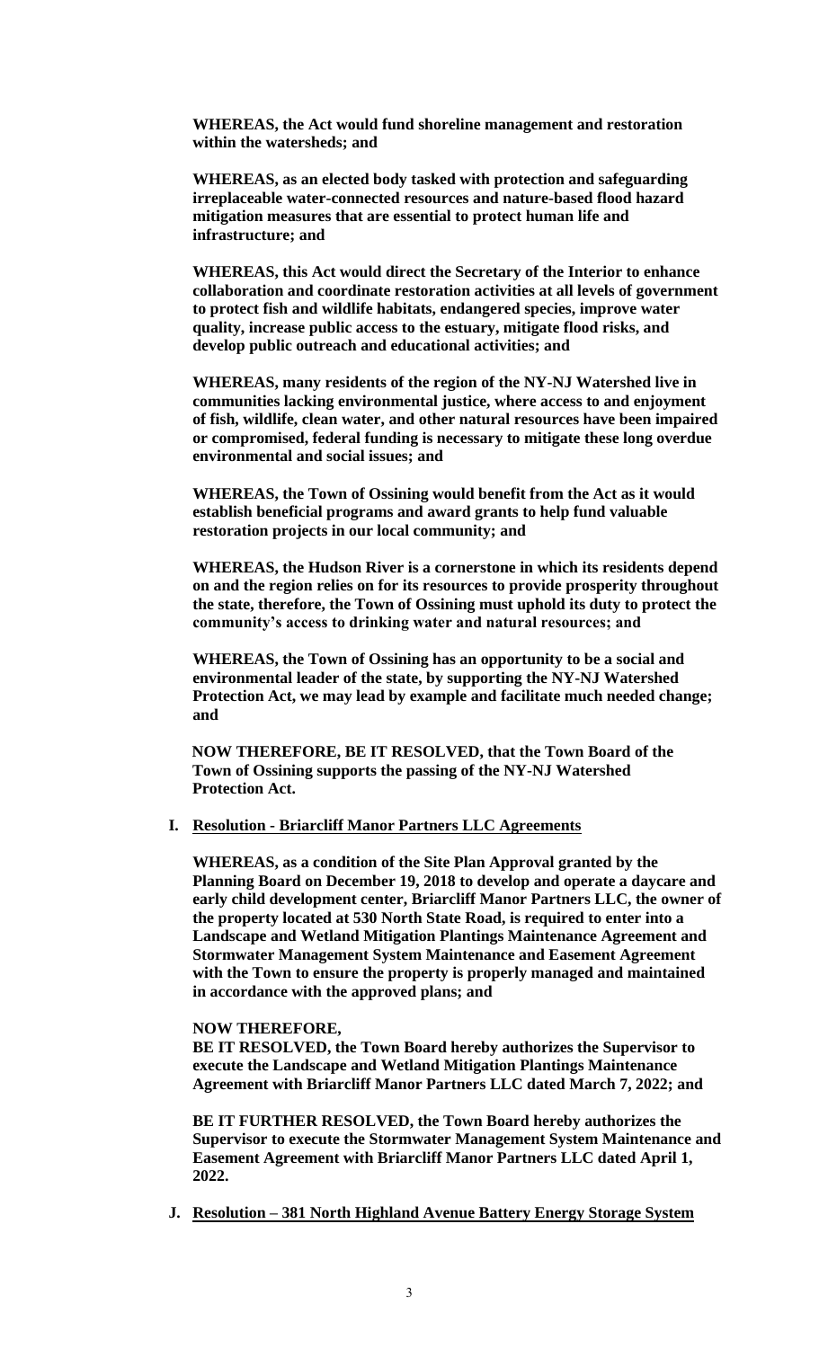**WHEREAS, the Act would fund shoreline management and restoration within the watersheds; and**

**WHEREAS, as an elected body tasked with protection and safeguarding irreplaceable water-connected resources and nature-based flood hazard mitigation measures that are essential to protect human life and infrastructure; and**

**WHEREAS, this Act would direct the Secretary of the Interior to enhance collaboration and coordinate restoration activities at all levels of government to protect fish and wildlife habitats, endangered species, improve water quality, increase public access to the estuary, mitigate flood risks, and develop public outreach and educational activities; and**

**WHEREAS, many residents of the region of the NY-NJ Watershed live in communities lacking environmental justice, where access to and enjoyment of fish, wildlife, clean water, and other natural resources have been impaired or compromised, federal funding is necessary to mitigate these long overdue environmental and social issues; and**

**WHEREAS, the Town of Ossining would benefit from the Act as it would establish beneficial programs and award grants to help fund valuable restoration projects in our local community; and**

**WHEREAS, the Hudson River is a cornerstone in which its residents depend on and the region relies on for its resources to provide prosperity throughout the state, therefore, the Town of Ossining must uphold its duty to protect the community's access to drinking water and natural resources; and**

**WHEREAS, the Town of Ossining has an opportunity to be a social and environmental leader of the state, by supporting the NY-NJ Watershed Protection Act, we may lead by example and facilitate much needed change; and**

**NOW THEREFORE, BE IT RESOLVED, that the Town Board of the Town of Ossining supports the passing of the NY-NJ Watershed Protection Act.**

**I. <u>Resolution - Briarcliff Manor Partners LLC Agreements</u>**

**WHEREAS, as a condition of the Site Plan Approval granted by the Planning Board on December 19, 2018 to develop and operate a daycare and early child development center, Briarcliff Manor Partners LLC, the owner of the property located at 530 North State Road, is required to enter into a Landscape and Wetland Mitigation Plantings Maintenance Agreement and Stormwater Management System Maintenance and Easement Agreement with the Town to ensure the property is properly managed and maintained in accordance with the approved plans; and**

**NOW THEREFORE,**
**BE IT RESOLVED, the Town Board hereby authorizes the Supervisor to execute the Landscape and Wetland Mitigation Plantings Maintenance Agreement with Briarcliff Manor Partners LLC dated March 7, 2022; and**

**BE IT FURTHER RESOLVED, the Town Board hereby authorizes the Supervisor to execute the Stormwater Management System Maintenance and Easement Agreement with Briarcliff Manor Partners LLC dated April 1, 2022.**

**J. <u>Resolution – 381 North Highland Avenue Battery Energy Storage System</u>**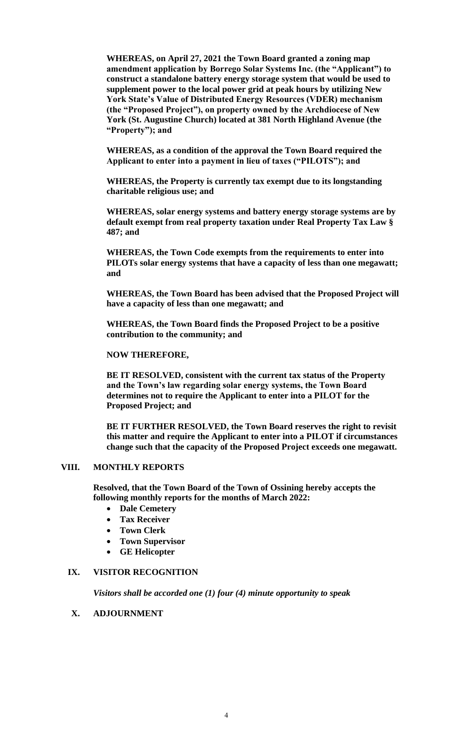**WHEREAS, on April 27, 2021 the Town Board granted a zoning map amendment application by Borrego Solar Systems Inc. (the "Applicant") to construct a standalone battery energy storage system that would be used to supplement power to the local power grid at peak hours by utilizing New York State's Value of Distributed Energy Resources (VDER) mechanism (the "Proposed Project"), on property owned by the Archdiocese of New York (St. Augustine Church) located at 381 North Highland Avenue (the "Property"); and**

**WHEREAS, as a condition of the approval the Town Board required the Applicant to enter into a payment in lieu of taxes ("PILOTS"); and**

**WHEREAS, the Property is currently tax exempt due to its longstanding charitable religious use; and**

**WHEREAS, solar energy systems and battery energy storage systems are by default exempt from real property taxation under Real Property Tax Law § 487; and**

**WHEREAS, the Town Code exempts from the requirements to enter into PILOTs solar energy systems that have a capacity of less than one megawatt; and**

**WHEREAS, the Town Board has been advised that the Proposed Project will have a capacity of less than one megawatt; and**

**WHEREAS, the Town Board finds the Proposed Project to be a positive contribution to the community; and**

**NOW THEREFORE,**

**BE IT RESOLVED, consistent with the current tax status of the Property and the Town's law regarding solar energy systems, the Town Board determines not to require the Applicant to enter into a PILOT for the Proposed Project; and**

**BE IT FURTHER RESOLVED, the Town Board reserves the right to revisit this matter and require the Applicant to enter into a PILOT if circumstances change such that the capacity of the Proposed Project exceeds one megawatt.**

## VIII. MONTHLY REPORTS

**Resolved, that the Town Board of the Town of Ossining hereby accepts the following monthly reports for the months of March 2022:**

- **Dale Cemetery**
- **Tax Receiver**
- **Town Clerk**
- **Town Supervisor**
- **GE Helicopter**

## IX. VISITOR RECOGNITION

***Visitors shall be accorded one (1) four (4) minute opportunity to speak***

## X. ADJOURNMENT